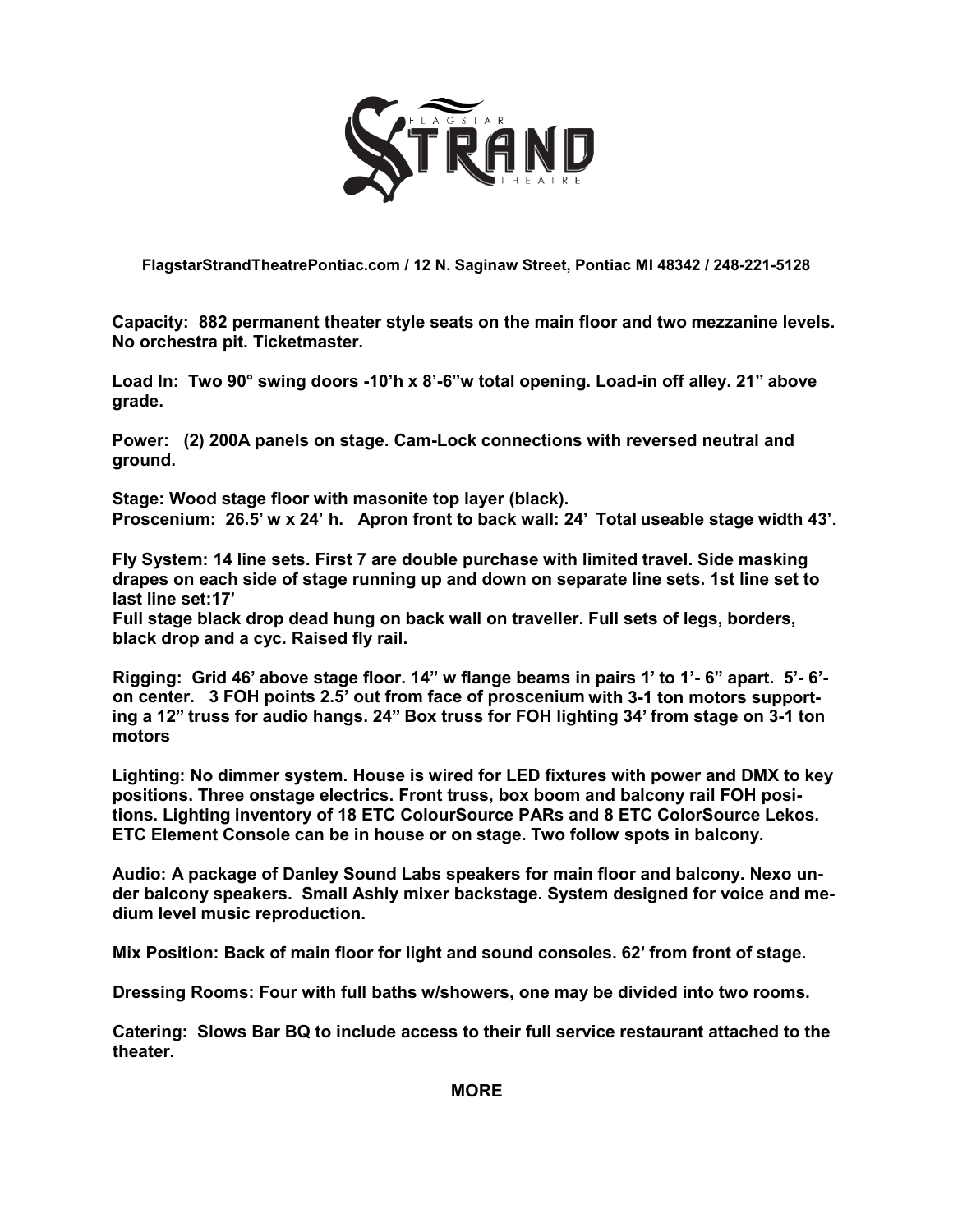FlagstarStrandTheatrePontiac.com / 12 N. Saginaw Street, Pontiac MI 48342 / 248-221-5128

**Capacity:** 882 permanent theater style seats on the main floor and two mezzanine levels. No orchestra pit. Ticketmaster.

**Load In:** Two 90° swing doors -10'h x 8'-6"w total opening. Load-in off alley. 21" above grade.

**Power:** (2) 200A panels on stage. Cam-Lock connections with reversed neutral and ground.

**Stage:** Wood stage floor with masonite top layer (black).
**Proscenium:** 26.5' w x 24' h. Apron front to back wall: 24' Total useable stage width 43'.

**Fly System:** 14 line sets. First 7 are double purchase with limited travel. Side masking drapes on each side of stage running up and down on separate line sets. 1st line set to last line set:17'
Full stage black drop dead hung on back wall on traveller. Full sets of legs, borders, black drop and a cyc. Raised fly rail.

**Rigging:** Grid 46' above stage floor. 14" w flange beams in pairs 1' to 1'- 6" apart. 5'- 6'- on center. 3 FOH points 2.5' out from face of proscenium with 3-1 ton motors supporting a 12" truss for audio hangs. 24" Box truss for FOH lighting 34' from stage on 3-1 ton motors

**Lighting:** No dimmer system. House is wired for LED fixtures with power and DMX to key positions. Three onstage electrics. Front truss, box boom and balcony rail FOH positions. Lighting inventory of 18 ETC ColourSource PARs and 8 ETC ColorSource Lekos. ETC Element Console can be in house or on stage. Two follow spots in balcony.

**Audio:** A package of Danley Sound Labs speakers for main floor and balcony. Nexo under balcony speakers. Small Ashly mixer backstage. System designed for voice and medium level music reproduction.

**Mix Position:** Back of main floor for light and sound consoles. 62' from front of stage.

**Dressing Rooms:** Four with full baths w/showers, one may be divided into two rooms.

**Catering:** Slows Bar BQ to include access to their full service restaurant attached to the theater.

**MORE**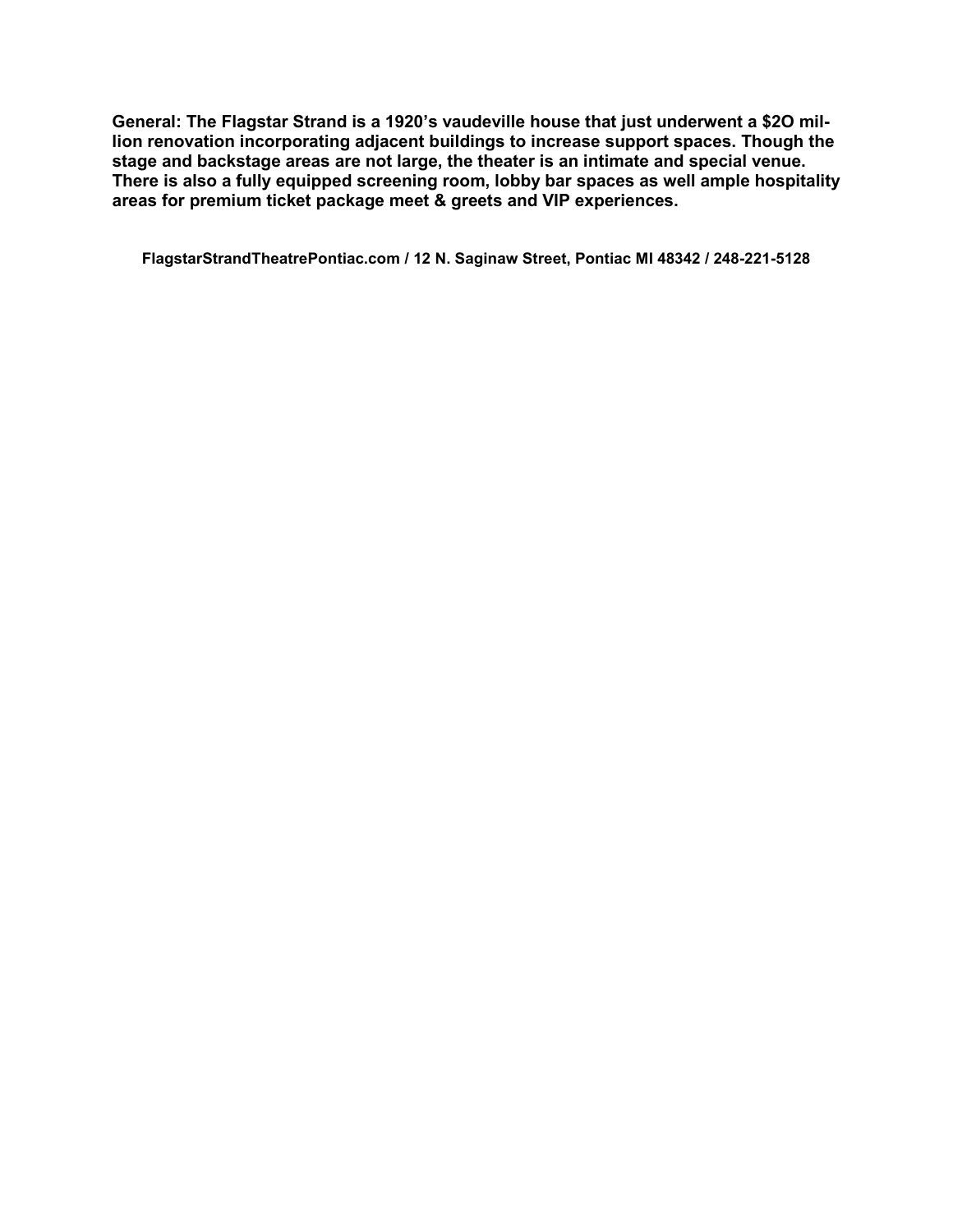**General: The Flagstar Strand is a 1920's vaudeville house that just underwent a $2O million renovation incorporating adjacent buildings to increase support spaces. Though the stage and backstage areas are not large, the theater is an intimate and special venue. There is also a fully equipped screening room, lobby bar spaces as well ample hospitality areas for premium ticket package meet & greets and VIP experiences.**

**FlagstarStrandTheatrePontiac.com / 12 N. Saginaw Street, Pontiac MI 48342 / 248-221-5128**